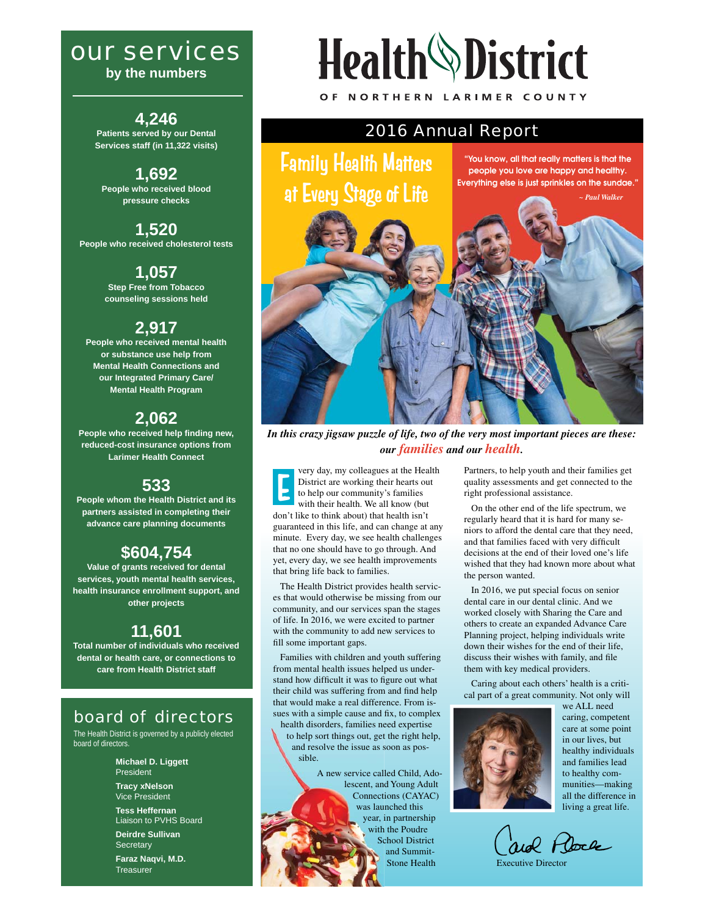# Health District

OF NORTHERN LARIMER COUNTY

## 2016 Annual Report

## Family Health Matters at Every Stage of Life

"You know, all that really matters is that the people you love are happy and healthy. Everything else is just sprinkles on the sundae."

*~ Paul Walker*

***In this crazy jigsaw puzzle of life, two of the very most important pieces are these: our families and our health.***

Every day, my colleagues at the Health District are working their hearts out to help our community's families with their health. We all know (but don't like to think about) that health isn't guaranteed in this life, and can change at any minute. Every day, we see health challenges that no one should have to go through. And yet, every day, we see health improvements that bring life back to families.

The Health District provides health services that would otherwise be missing from our community, and our services span the stages of life. In 2016, we were excited to partner with the community to add new services to fill some important gaps.

Families with children and youth suffering from mental health issues helped us understand how difficult it was to figure out what their child was suffering from and find help that would make a real difference. From issues with a simple cause and fix, to complex health disorders, families need expertise to help sort things out, get the right help, and resolve the issue as soon as possible.

A new service called Child, Adolescent, and Young Adult Connections (CAYAC) was launched this year, in partnership with the Poudre School District and Summit-Stone Health Partners, to help youth and their families get quality assessments and get connected to the right professional assistance.

On the other end of the life spectrum, we regularly heard that it is hard for many seniors to afford the dental care that they need, and that families faced with very difficult decisions at the end of their loved one's life wished that they had known more about what the person wanted.

In 2016, we put special focus on senior dental care in our dental clinic. And we worked closely with Sharing the Care and others to create an expanded Advance Care Planning project, helping individuals write down their wishes for the end of their life, discuss their wishes with family, and file them with key medical providers.

Caring about each others' health is a critical part of a great community. Not only will we ALL need caring, competent care at some point in our lives, but healthy individuals and families lead to healthy communities—making all the difference in living a great life.

Carol Plock
Executive Director

## our services by the numbers

**4,246**
Patients served by our Dental Services staff (in 11,322 visits)

**1,692**
People who received blood pressure checks

**1,520**
People who received cholesterol tests

**1,057**
Step Free from Tobacco counseling sessions held

**2,917**
People who received mental health or substance use help from Mental Health Connections and our Integrated Primary Care/ Mental Health Program

**2,062**
People who received help finding new, reduced-cost insurance options from Larimer Health Connect

**533**
People whom the Health District and its partners assisted in completing their advance care planning documents

**$604,754**
Value of grants received for dental services, youth mental health services, health insurance enrollment support, and other projects

**11,601**
Total number of individuals who received dental or health care, or connections to care from Health District staff

## board of directors

The Health District is governed by a publicly elected board of directors.

**Michael D. Liggett**
President

**Tracy xNelson**
Vice President

**Tess Heffernan**
Liaison to PVHS Board

**Deirdre Sullivan**
Secretary

**Faraz Naqvi, M.D.**
Treasurer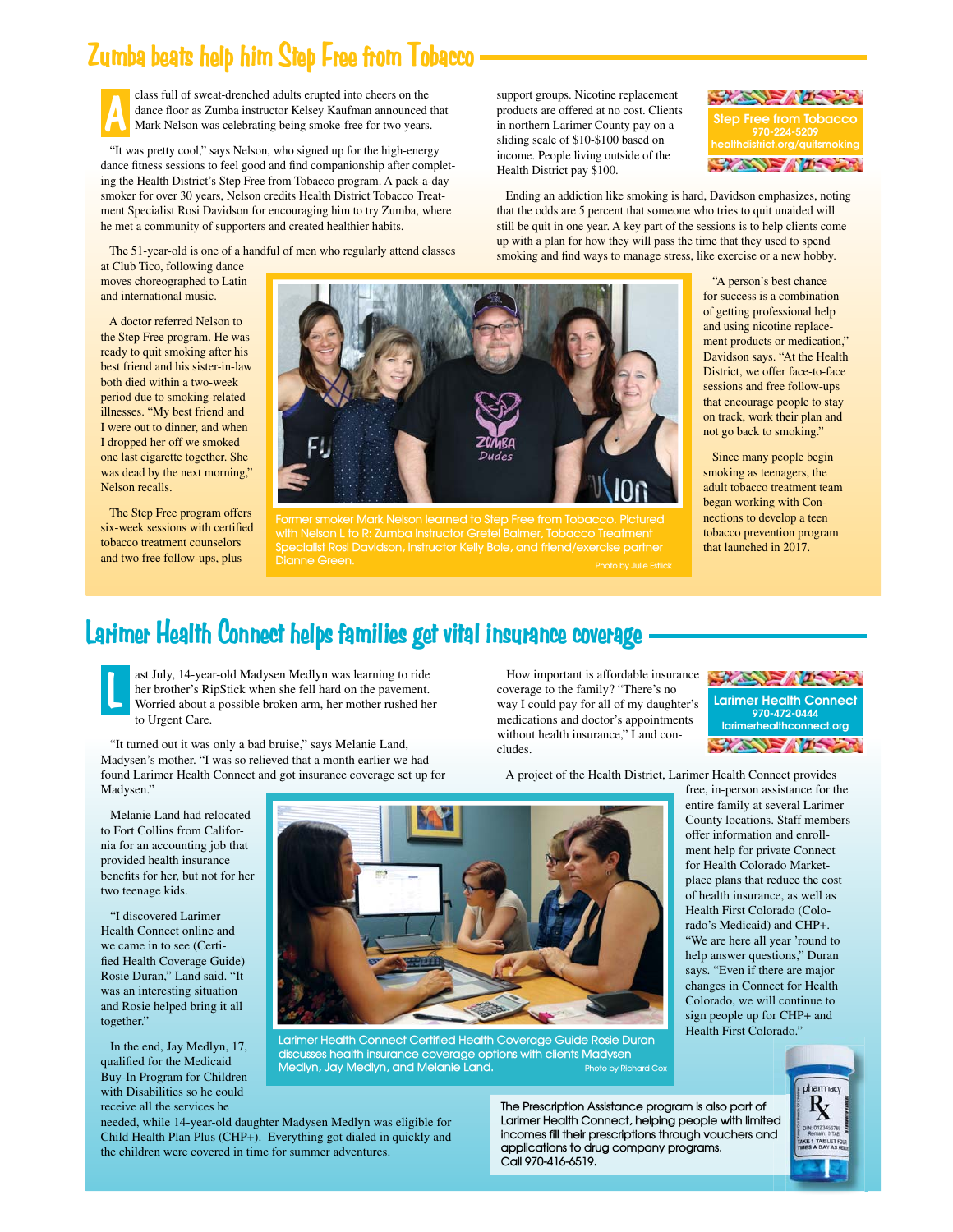## Zumba beats help him Step Free from Tobacco

A class full of sweat-drenched adults erupted into cheers on the dance floor as Zumba instructor Kelsey Kaufman announced that Mark Nelson was celebrating being smoke-free for two years.

"It was pretty cool," says Nelson, who signed up for the high-energy dance fitness sessions to feel good and find companionship after completing the Health District's Step Free from Tobacco program. A pack-a-day smoker for over 30 years, Nelson credits Health District Tobacco Treatment Specialist Rosi Davidson for encouraging him to try Zumba, where he met a community of supporters and created healthier habits.

The 51-year-old is one of a handful of men who regularly attend classes at Club Tico, following dance moves choreographed to Latin and international music.

A doctor referred Nelson to the Step Free program. He was ready to quit smoking after his best friend and his sister-in-law both died within a two-week period due to smoking-related illnesses. "My best friend and I were out to dinner, and when I dropped her off we smoked one last cigarette together. She was dead by the next morning," Nelson recalls.

The Step Free program offers six-week sessions with certified tobacco treatment counselors and two free follow-ups, plus support groups. Nicotine replacement products are offered at no cost. Clients in northern Larimer County pay on a sliding scale of $10-$100 based on income. People living outside of the Health District pay $100.

**Step Free from Tobacco**
**970-224-5209**
**healthdistrict.org/quitsmoking**

Ending an addiction like smoking is hard, Davidson emphasizes, noting that the odds are 5 percent that someone who tries to quit unaided will still be quit in one year. A key part of the sessions is to help clients come up with a plan for how they will pass the time that they used to spend smoking and find ways to manage stress, like exercise or a new hobby.

"A person's best chance for success is a combination of getting professional help and using nicotine replacement products or medication," Davidson says. "At the Health District, we offer face-to-face sessions and free follow-ups that encourage people to stay on track, work their plan and not go back to smoking."

Since many people begin smoking as teenagers, the adult tobacco treatment team began working with Connections to develop a teen tobacco prevention program that launched in 2017.

Former smoker Mark Nelson learned to Step Free from Tobacco. Pictured with Nelson L to R: Zumba Instructor Gretel Balmer, Tobacco Treatment Specialist Rosi Davidson, Instructor Kelly Bole, and friend/exercise partner Dianne Green. Photo by Julie Estlick

## Larimer Health Connect helps families get vital insurance coverage

Last July, 14-year-old Madysen Medlyn was learning to ride her brother's RipStick when she fell hard on the pavement. Worried about a possible broken arm, her mother rushed her to Urgent Care.

"It turned out it was only a bad bruise," says Melanie Land, Madysen's mother. "I was so relieved that a month earlier we had found Larimer Health Connect and got insurance coverage set up for Madysen."

Melanie Land had relocated to Fort Collins from California for an accounting job that provided health insurance benefits for her, but not for her two teenage kids.

"I discovered Larimer Health Connect online and we came in to see (Certified Health Coverage Guide) Rosie Duran," Land said. "It was an interesting situation and Rosie helped bring it all together."

In the end, Jay Medlyn, 17, qualified for the Medicaid Buy-In Program for Children with Disabilities so he could receive all the services he needed, while 14-year-old daughter Madysen Medlyn was eligible for Child Health Plan Plus (CHP+). Everything got dialed in quickly and the children were covered in time for summer adventures.

How important is affordable insurance coverage to the family? "There's no way I could pay for all of my daughter's medications and doctor's appointments without health insurance," Land concludes.

**Larimer Health Connect**
**970-472-0444**
**larimerhealthconnect.org**

A project of the Health District, Larimer Health Connect provides free, in-person assistance for the entire family at several Larimer County locations. Staff members offer information and enrollment help for private Connect for Health Colorado Marketplace plans that reduce the cost of health insurance, as well as Health First Colorado (Colorado's Medicaid) and CHP+. "We are here all year 'round to help answer questions," Duran says. "Even if there are major changes in Connect for Health Colorado, we will continue to sign people up for CHP+ and Health First Colorado."

Larimer Health Connect Certified Health Coverage Guide Rosie Duran discusses health insurance coverage options with clients Madysen Medlyn, Jay Medlyn, and Melanie Land. Photo by Richard Cox

The Prescription Assistance program is also part of Larimer Health Connect, helping people with limited incomes fill their prescriptions through vouchers and applications to drug company programs. Call 970-416-6519.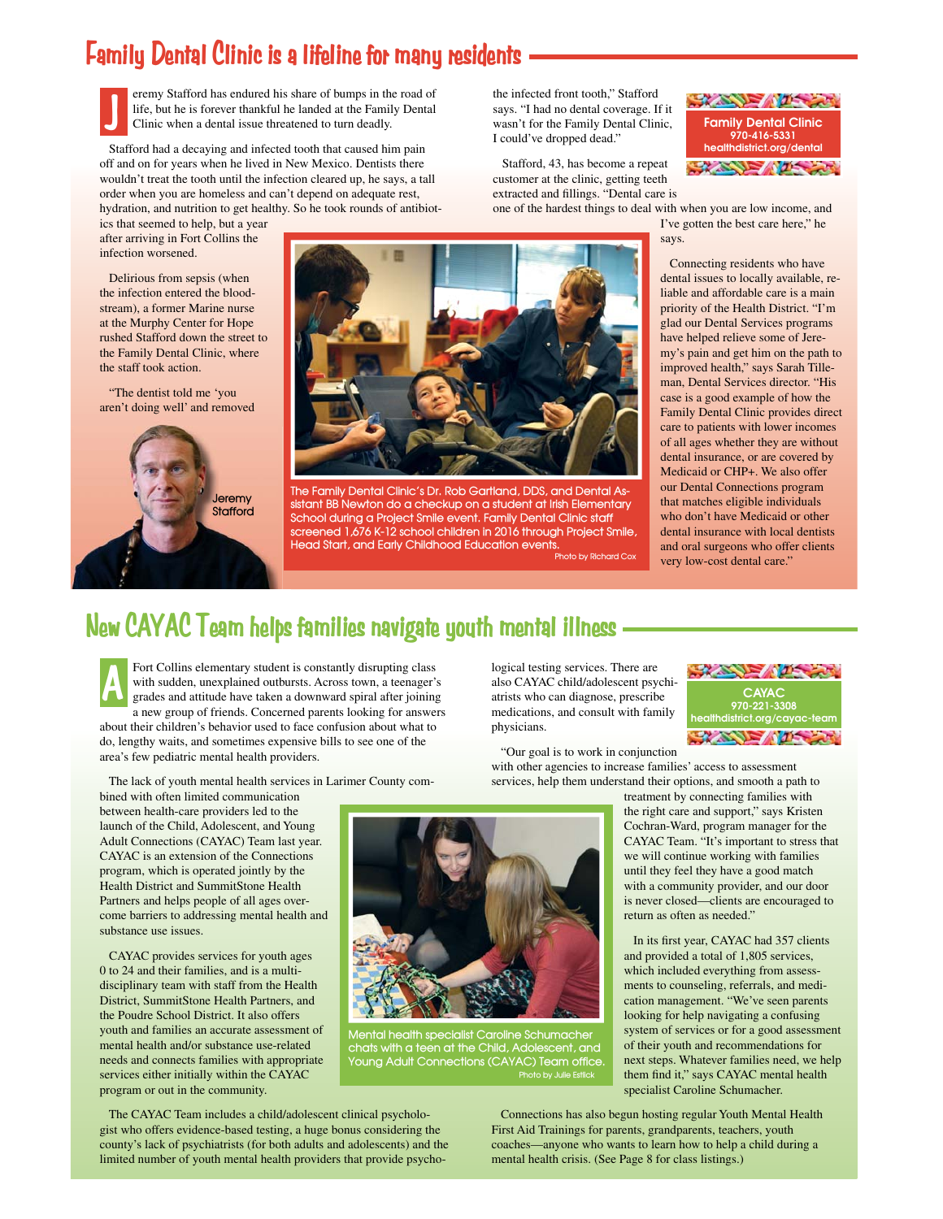## Family Dental Clinic is a lifeline for many residents

Jeremy Stafford has endured his share of bumps in the road of life, but he is forever thankful he landed at the Family Dental Clinic when a dental issue threatened to turn deadly.

Stafford had a decaying and infected tooth that caused him pain off and on for years when he lived in New Mexico. Dentists there wouldn't treat the tooth until the infection cleared up, he says, a tall order when you are homeless and can't depend on adequate rest, hydration, and nutrition to get healthy. So he took rounds of antibiotics that seemed to help, but a year after arriving in Fort Collins the infection worsened.

Delirious from sepsis (when the infection entered the bloodstream), a former Marine nurse at the Murphy Center for Hope rushed Stafford down the street to the Family Dental Clinic, where the staff took action.

"The dentist told me 'you aren't doing well' and removed the infected front tooth," Stafford says. "I had no dental coverage. If it wasn't for the Family Dental Clinic, I could've dropped dead."

Stafford, 43, has become a repeat customer at the clinic, getting teeth extracted and fillings. "Dental care is one of the hardest things to deal with when you are low income, and I've gotten the best care here," he says.

Connecting residents who have dental issues to locally available, reliable and affordable care is a main priority of the Health District. "I'm glad our Dental Services programs have helped relieve some of Jeremy's pain and get him on the path to improved health," says Sarah Tilleman, Dental Services director. "His case is a good example of how the Family Dental Clinic provides direct care to patients with lower incomes of all ages whether they are without dental insurance, or are covered by Medicaid or CHP+. We also offer our Dental Connections program that matches eligible individuals who don't have Medicaid or other dental insurance with local dentists and oral surgeons who offer clients very low-cost dental care."

**Family Dental Clinic**
970-416-5331
healthdistrict.org/dental

Jeremy Stafford

The Family Dental Clinic's Dr. Rob Gartland, DDS, and Dental Assistant BB Newton do a checkup on a student at Irish Elementary School during a Project Smile event. Family Dental Clinic staff screened 1,676 K-12 school children in 2016 through Project Smile, Head Start, and Early Childhood Education events.
Photo by Richard Cox

## New CAYAC Team helps families navigate youth mental illness

A Fort Collins elementary student is constantly disrupting class with sudden, unexplained outbursts. Across town, a teenager's grades and attitude have taken a downward spiral after joining a new group of friends. Concerned parents looking for answers about their children's behavior used to face confusion about what to do, lengthy waits, and sometimes expensive bills to see one of the area's few pediatric mental health providers.

The lack of youth mental health services in Larimer County combined with often limited communication between health-care providers led to the launch of the Child, Adolescent, and Young Adult Connections (CAYAC) Team last year. CAYAC is an extension of the Connections program, which is operated jointly by the Health District and SummitStone Health Partners and helps people of all ages overcome barriers to addressing mental health and substance use issues.

CAYAC provides services for youth ages 0 to 24 and their families, and is a multidisciplinary team with staff from the Health District, SummitStone Health Partners, and the Poudre School District. It also offers youth and families an accurate assessment of mental health and/or substance use-related needs and connects families with appropriate services either initially within the CAYAC program or out in the community.

The CAYAC Team includes a child/adolescent clinical psychologist who offers evidence-based testing, a huge bonus considering the county's lack of psychiatrists (for both adults and adolescents) and the limited number of youth mental health providers that provide psychological testing services. There are also CAYAC child/adolescent psychiatrists who can diagnose, prescribe medications, and consult with family physicians.

"Our goal is to work in conjunction with other agencies to increase families' access to assessment services, help them understand their options, and smooth a path to treatment by connecting families with the right care and support," says Kristen Cochran-Ward, program manager for the CAYAC Team. "It's important to stress that we will continue working with families until they feel they have a good match with a community provider, and our door is never closed—clients are encouraged to return as often as needed."

In its first year, CAYAC had 357 clients and provided a total of 1,805 services, which included everything from assessments to counseling, referrals, and medication management. "We've seen parents looking for help navigating a confusing system of services or for a good assessment of their youth and recommendations for next steps. Whatever families need, we help them find it," says CAYAC mental health specialist Caroline Schumacher.

Connections has also begun hosting regular Youth Mental Health First Aid Trainings for parents, grandparents, teachers, youth coaches—anyone who wants to learn how to help a child during a mental health crisis. (See Page 8 for class listings.)

**CAYAC**
970-221-3308
healthdistrict.org/cayac-team

Mental health specialist Caroline Schumacher chats with a teen at the Child, Adolescent, and Young Adult Connections (CAYAC) Team office.
Photo by Julie Estlick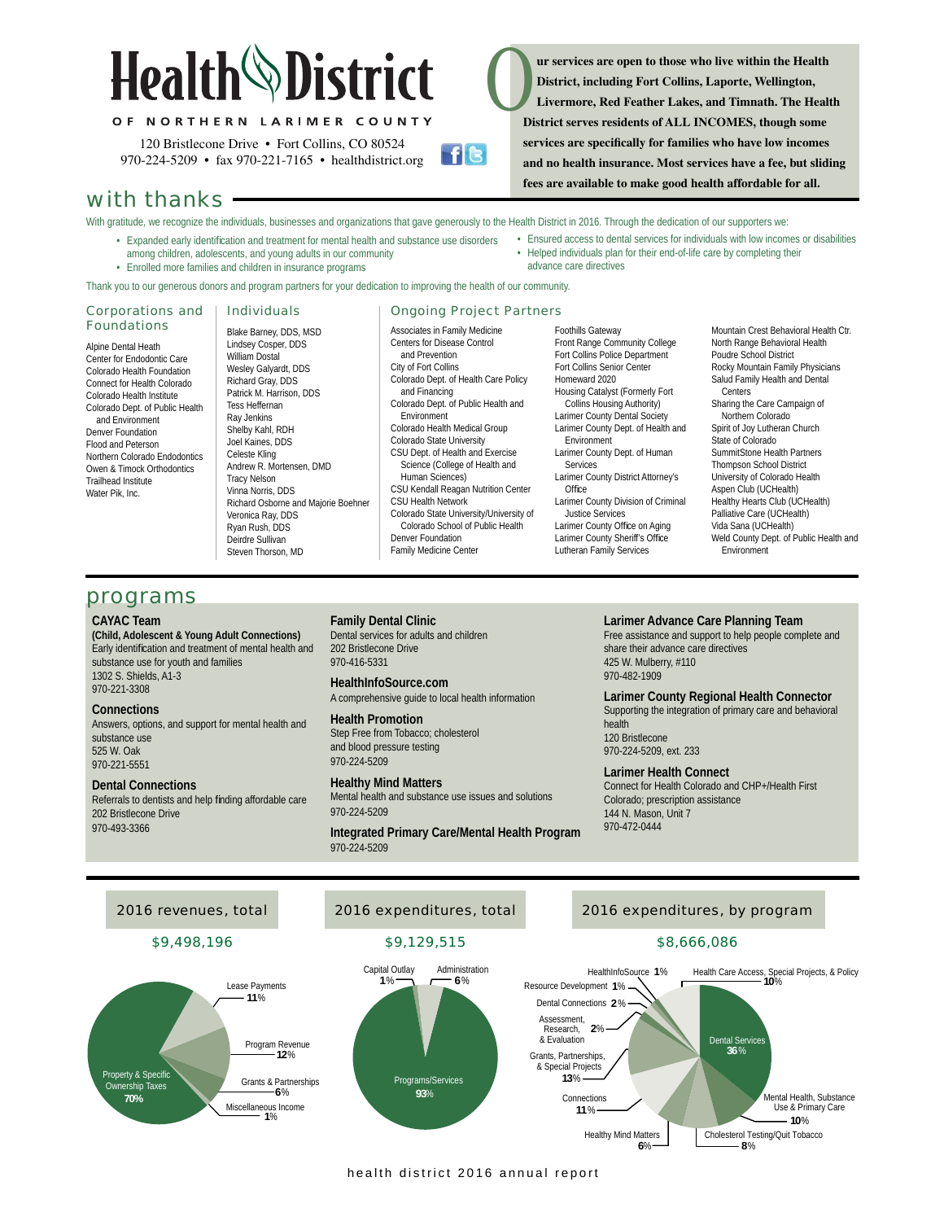# Health District

OF NORTHERN LARIMER COUNTY

120 Bristlecone Drive • Fort Collins, CO 80524
970-224-5209 • fax 970-221-7165 • healthdistrict.org

**Our services are open to those who live within the Health District, including Fort Collins, Laporte, Wellington, Livermore, Red Feather Lakes, and Timnath. The Health District serves residents of ALL INCOMES, though some services are specifically for families who have low incomes and no health insurance. Most services have a fee, but sliding fees are available to make good health affordable for all.**

## with thanks

With gratitude, we recognize the individuals, businesses and organizations that gave generously to the Health District in 2016. Through the dedication of our supporters we:

- Expanded early identification and treatment for mental health and substance use disorders among children, adolescents, and young adults in our community
- Enrolled more families and children in insurance programs
- Ensured access to dental services for individuals with low incomes or disabilities
- Helped individuals plan for their end-of-life care by completing their advance care directives

Thank you to our generous donors and program partners for your dedication to improving the health of our community.

### Corporations and Foundations

Alpine Dental Health
Center for Endodontic Care
Colorado Health Foundation
Connect for Health Colorado
Colorado Health Institute
Colorado Dept. of Public Health and Environment
Denver Foundation
Flood and Peterson
Northern Colorado Endodontics
Owen & Timock Orthodontics
Trailhead Institute
Water Pik, Inc.

### Individuals

Blake Barney, DDS, MSD
Lindsey Cosper, DDS
William Dostal
Wesley Galyardt, DDS
Richard Gray, DDS
Patrick M. Harrison, DDS
Tess Heffernan
Ray Jenkins
Shelby Kahl, RDH
Joel Kaines, DDS
Celeste Kling
Andrew R. Mortensen, DMD
Tracy Nelson
Vinna Norris, DDS
Richard Osborne and Majorie Boehner
Veronica Ray, DDS
Ryan Rush, DDS
Deirdre Sullivan
Steven Thorson, MD

### Ongoing Project Partners

Associates in Family Medicine
Centers for Disease Control and Prevention
City of Fort Collins
Colorado Dept. of Health Care Policy and Financing
Colorado Dept. of Public Health and Environment
Colorado Health Medical Group
Colorado State University
CSU Dept. of Health and Exercise Science (College of Health and Human Sciences)
CSU Kendall Reagan Nutrition Center
CSU Health Network
Colorado State University/University of Colorado School of Public Health
Denver Foundation
Family Medicine Center
Foothills Gateway
Front Range Community College
Fort Collins Police Department
Fort Collins Senior Center
Homeward 2020
Housing Catalyst (Formerly Fort Collins Housing Authority)
Larimer County Dental Society
Larimer County Dept. of Health and Environment
Larimer County Dept. of Human Services
Larimer County District Attorney's Office
Larimer County Division of Criminal Justice Services
Larimer County Office on Aging
Larimer County Sheriff's Office
Lutheran Family Services
Mountain Crest Behavioral Health Ctr.
North Range Behavioral Health
Poudre School District
Rocky Mountain Family Physicians
Salud Family Health and Dental Centers
Sharing the Care Campaign of Northern Colorado
Spirit of Joy Lutheran Church
State of Colorado
SummitStone Health Partners
Thompson School District
University of Colorado Health
Aspen Club (UCHealth)
Healthy Hearts Club (UCHealth)
Palliative Care (UCHealth)
Vida Sana (UCHealth)
Weld County Dept. of Public Health and Environment

## programs

**CAYAC Team**
**(Child, Adolescent & Young Adult Connections)**
Early identification and treatment of mental health and substance use for youth and families
1302 S. Shields, A1-3
970-221-3308

**Connections**
Answers, options, and support for mental health and substance use
525 W. Oak
970-221-5551

**Dental Connections**
Referrals to dentists and help finding affordable care
202 Bristlecone Drive
970-493-3366

**Family Dental Clinic**
Dental services for adults and children
202 Bristlecone Drive
970-416-5331

**HealthInfoSource.com**
A comprehensive guide to local health information

**Health Promotion**
Step Free from Tobacco; cholesterol and blood pressure testing
970-224-5209

**Healthy Mind Matters**
Mental health and substance use issues and solutions
970-224-5209

**Integrated Primary Care/Mental Health Program**
970-224-5209

**Larimer Advance Care Planning Team**
Free assistance and support to help people complete and share their advance care directives
425 W. Mulberry, #110
970-482-1909

**Larimer County Regional Health Connector**
Supporting the integration of primary care and behavioral health
120 Bristlecone
970-224-5209, ext. 233

**Larimer Health Connect**
Connect for Health Colorado and CHP+/Health First Colorado; prescription assistance
144 N. Mason, Unit 7
970-472-0444

### 2016 revenues, total

$9,498,196

Property & Specific Ownership Taxes 70%
Lease Payments 11%
Program Revenue 12%
Grants & Partnerships 6%
Miscellaneous Income 1%

### 2016 expenditures, total

$9,129,515

Capital Outlay 1%
Administration 6%
Programs/Services 93%

### 2016 expenditures, by program

$8,666,086

HealthInfoSource 1%
Health Care Access, Special Projects, & Policy 10%
Resource Development 1%
Dental Connections 2%
Assessment, Research, & Evaluation 2%
Grants, Partnerships, & Special Projects 13%
Connections 11%
Healthy Mind Matters 6%
Dental Services 36%
Mental Health, Substance Use & Primary Care 10%
Cholesterol Testing/Quit Tobacco 8%

health district 2016 annual report